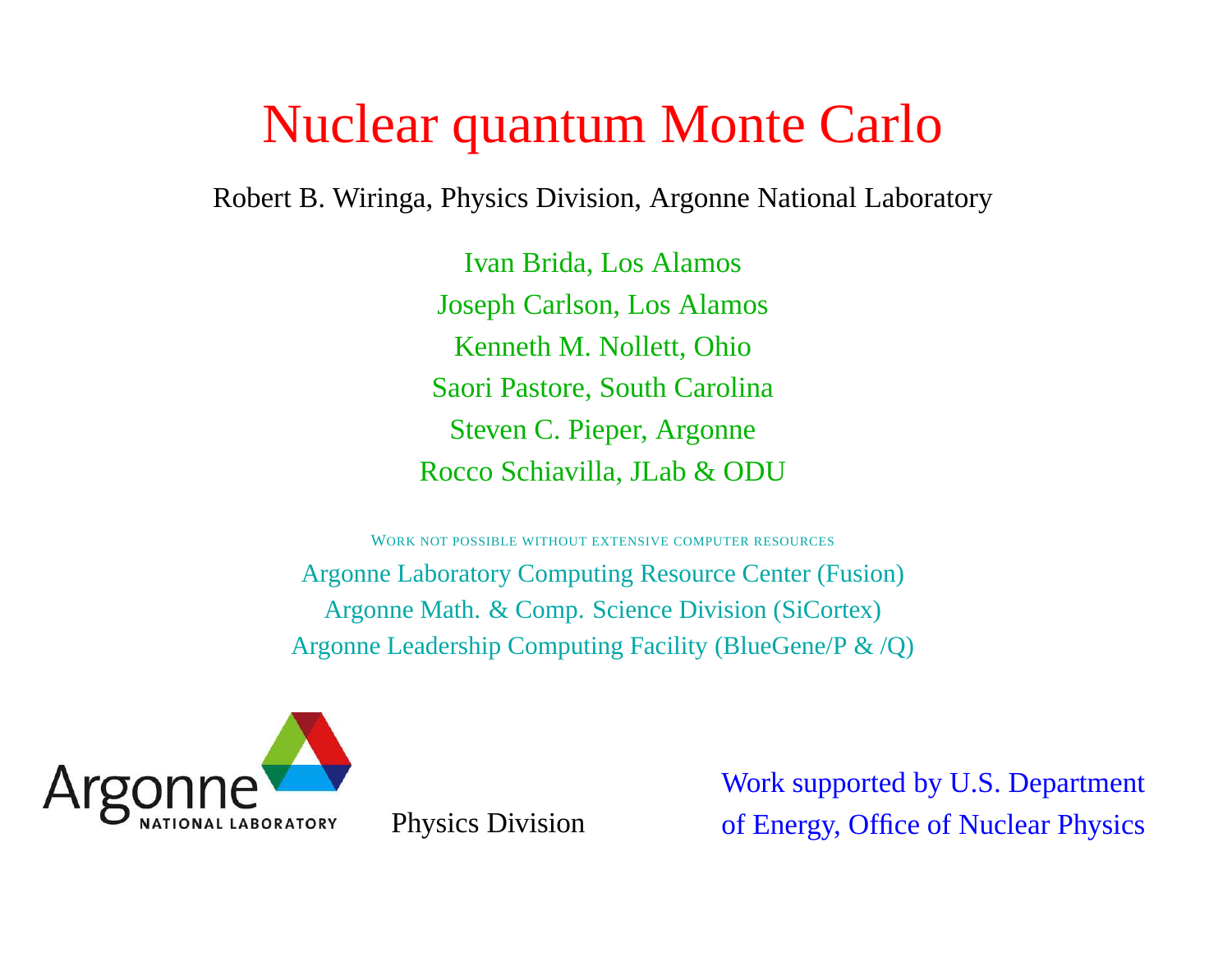# Nuclear quantum Monte Carlo

Robert B. Wiringa, Physics Division, Argonne National Laboratory

Ivan Brida, Los Alamos
Joseph Carlson, Los Alamos
Kenneth M. Nollett, Ohio
Saori Pastore, South Carolina
Steven C. Pieper, Argonne
Rocco Schiavilla, JLab & ODU

WORK NOT POSSIBLE WITHOUT EXTENSIVE COMPUTER RESOURCES

Argonne Laboratory Computing Resource Center (Fusion)
Argonne Math. & Comp. Science Division (SiCortex)
Argonne Leadership Computing Facility (BlueGene/P & /Q)

Argonne NATIONAL LABORATORY

Physics Division

Work supported by U.S. Department of Energy, Office of Nuclear Physics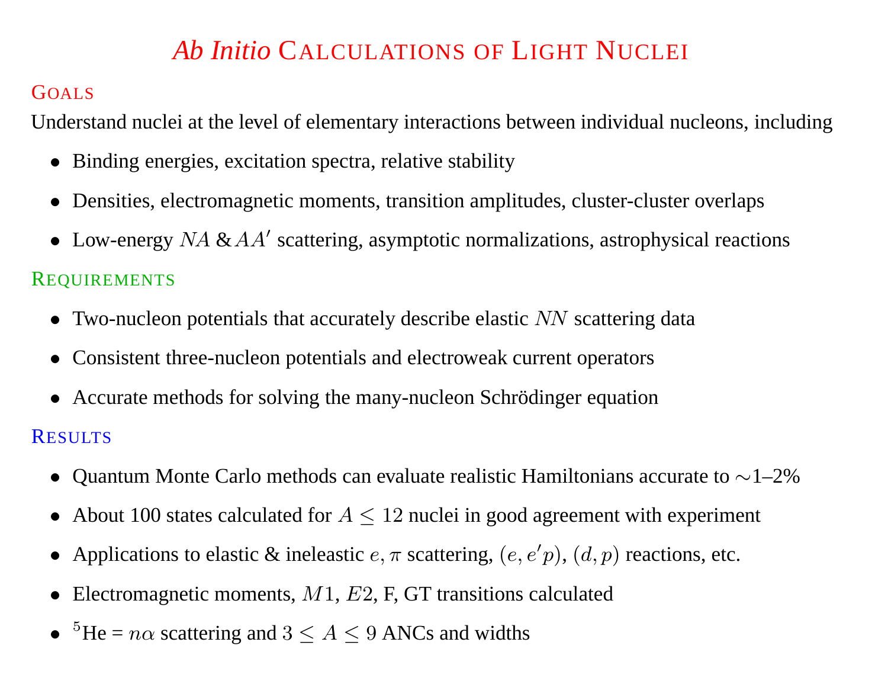# *Ab Initio* Calculations of Light Nuclei

## Goals

Understand nuclei at the level of elementary interactions between individual nucleons, including

- Binding energies, excitation spectra, relative stability
- Densities, electromagnetic moments, transition amplitudes, cluster-cluster overlaps
- Low-energy $NA$ & $AA'$ scattering, asymptotic normalizations, astrophysical reactions

## Requirements

- Two-nucleon potentials that accurately describe elastic $NN$ scattering data
- Consistent three-nucleon potentials and electroweak current operators
- Accurate methods for solving the many-nucleon Schrödinger equation

## Results

- Quantum Monte Carlo methods can evaluate realistic Hamiltonians accurate to $\sim$1–2%
- About 100 states calculated for $A \leq 12$ nuclei in good agreement with experiment
- Applications to elastic & ineleastic $e, \pi$ scattering, $(e, e'p)$, $(d, p)$ reactions, etc.
- Electromagnetic moments, $M1$, $E2$, F, GT transitions calculated
- $^5$He = $n\alpha$ scattering and $3 \leq A \leq 9$ ANCs and widths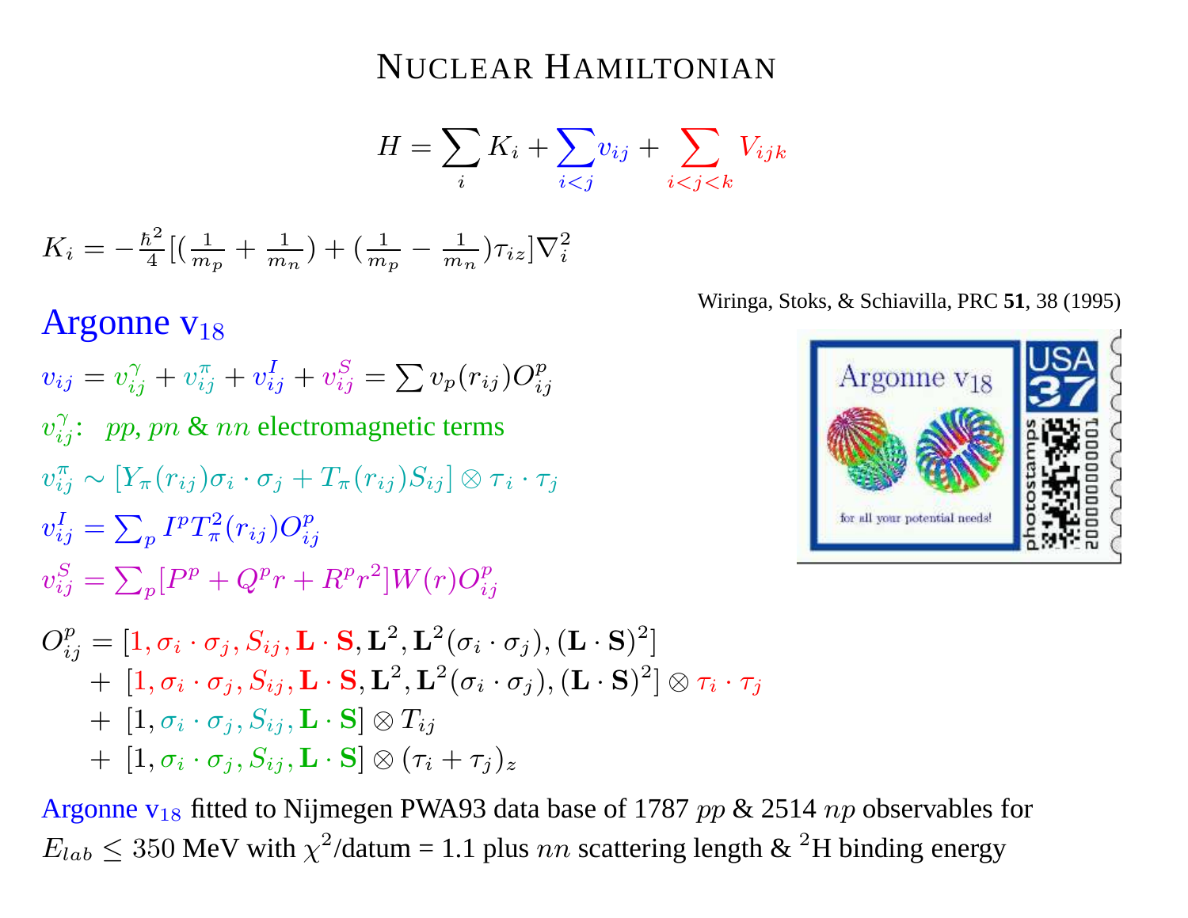# NUCLEAR HAMILTONIAN

$$H = \sum_i K_i + \sum_{i<j} v_{ij} + \sum_{i<j<k} V_{ijk}$$

$$K_i = -\frac{\hbar^2}{4}[(\frac{1}{m_p} + \frac{1}{m_n}) + (\frac{1}{m_p} - \frac{1}{m_n})\tau_{iz}]\nabla_i^2$$

Wiringa, Stoks, & Schiavilla, PRC **51**, 38 (1995)

## Argonne $v_{18}$

$$v_{ij} = v_{ij}^{\gamma} + v_{ij}^{\pi} + v_{ij}^{I} + v_{ij}^{S} = \sum v_p(r_{ij}) O_{ij}^p$$

$v_{ij}^{\gamma}$: $pp$, $pn$ & $nn$ electromagnetic terms

$$v_{ij}^{\pi} \sim [Y_\pi(r_{ij})\sigma_i \cdot \sigma_j + T_\pi(r_{ij})S_{ij}] \otimes \tau_i \cdot \tau_j$$

$$v_{ij}^{I} = \sum_p I^p T_\pi^2(r_{ij}) O_{ij}^p$$

$$v_{ij}^{S} = \sum_p [P^p + Q^p r + R^p r^2] W(r) O_{ij}^p$$

$$\begin{aligned}
O_{ij}^p = & [1, \sigma_i \cdot \sigma_j, S_{ij}, \mathbf{L} \cdot \mathbf{S}, \mathbf{L}^2, \mathbf{L}^2(\sigma_i \cdot \sigma_j), (\mathbf{L} \cdot \mathbf{S})^2] \\
& + [1, \sigma_i \cdot \sigma_j, S_{ij}, \mathbf{L} \cdot \mathbf{S}, \mathbf{L}^2, \mathbf{L}^2(\sigma_i \cdot \sigma_j), (\mathbf{L} \cdot \mathbf{S})^2] \otimes \tau_i \cdot \tau_j \\
& + [1, \sigma_i \cdot \sigma_j, S_{ij}, \mathbf{L} \cdot \mathbf{S}] \otimes T_{ij} \\
& + [1, \sigma_i \cdot \sigma_j, S_{ij}, \mathbf{L} \cdot \mathbf{S}] \otimes (\tau_i + \tau_j)_z
\end{aligned}$$

Argonne $v_{18}$ fitted to Nijmegen PWA93 data base of 1787 $pp$ & 2514 $np$ observables for $E_{lab} \leq 350$ MeV with $\chi^2$/datum = 1.1 plus $nn$ scattering length & $^2$H binding energy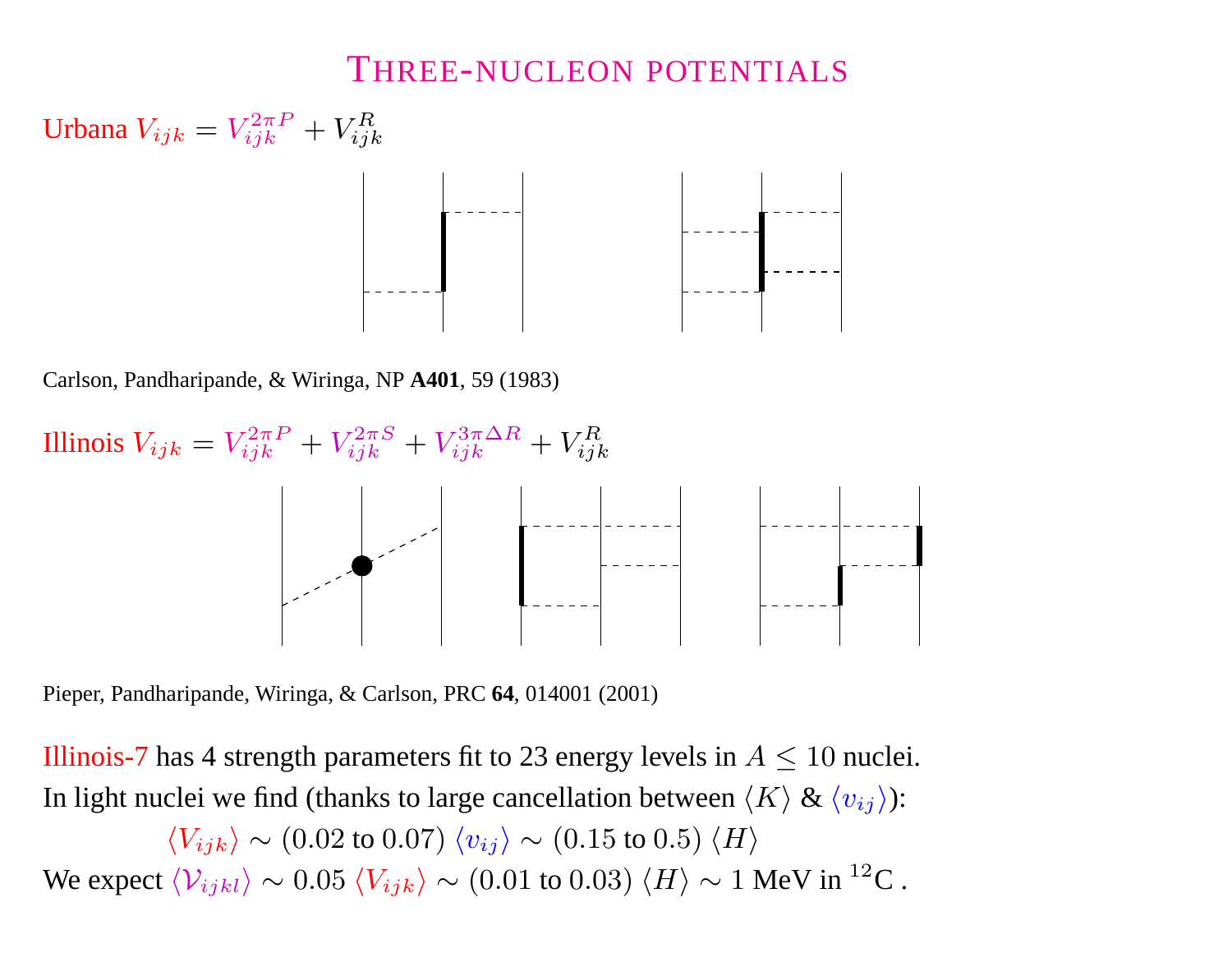# Three-nucleon potentials

Urbana $V_{ijk} = V_{ijk}^{2\pi P} + V_{ijk}^{R}$

Carlson, Pandharipande, & Wiringa, NP **A401**, 59 (1983)

Illinois $V_{ijk} = V_{ijk}^{2\pi P} + V_{ijk}^{2\pi S} + V_{ijk}^{3\pi \Delta R} + V_{ijk}^{R}$

Pieper, Pandharipande, Wiringa, & Carlson, PRC **64**, 014001 (2001)

Illinois-7 has 4 strength parameters fit to 23 energy levels in $A \leq 10$ nuclei.

In light nuclei we find (thanks to large cancellation between $\langle K \rangle$ & $\langle v_{ij} \rangle$):

$$\langle V_{ijk} \rangle \sim (0.02 \text{ to } 0.07) \, \langle v_{ij} \rangle \sim (0.15 \text{ to } 0.5) \, \langle H \rangle$$

We expect $\langle \mathcal{V}_{ijkl} \rangle \sim 0.05 \, \langle V_{ijk} \rangle \sim (0.01 \text{ to } 0.03) \, \langle H \rangle \sim 1$ MeV in $^{12}$C .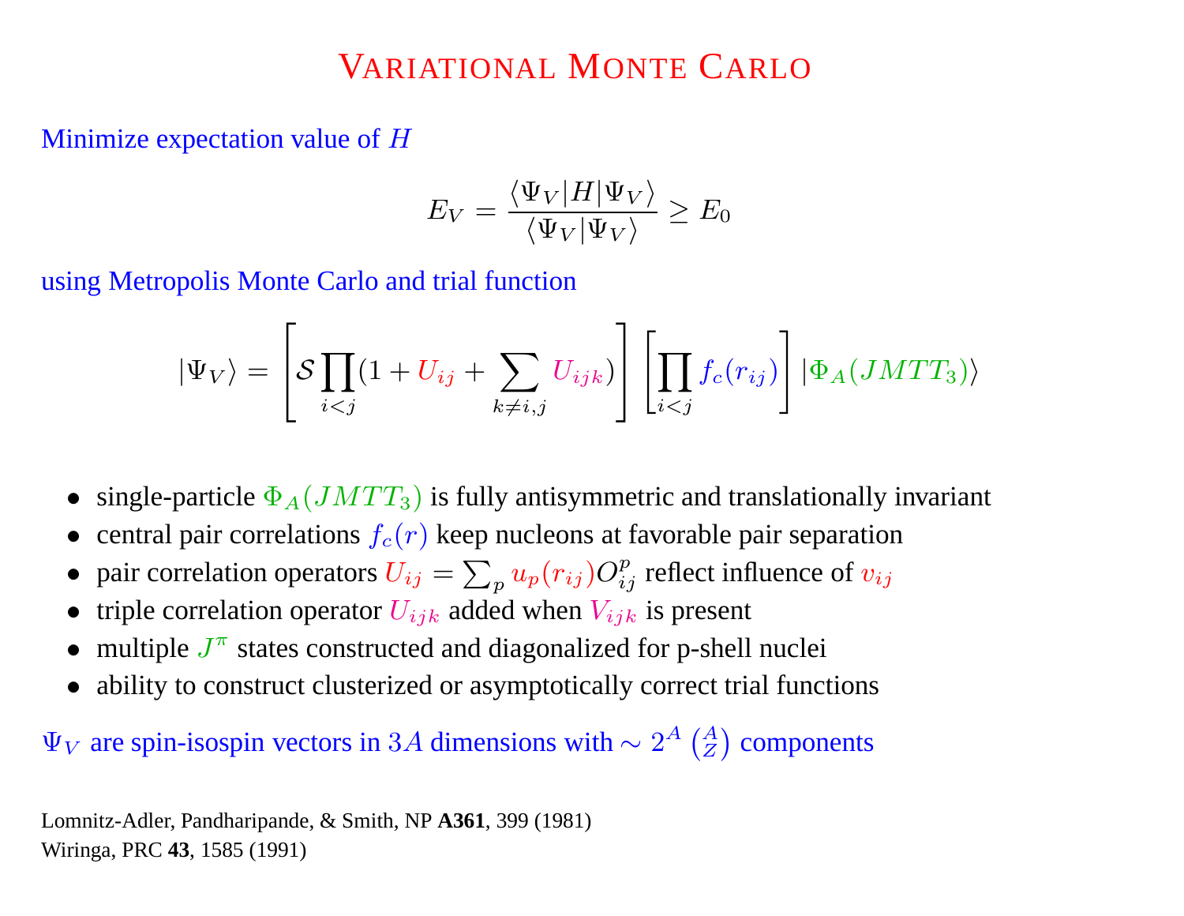# Variational Monte Carlo

Minimize expectation value of $H$

$$E_V = \frac{\langle \Psi_V | H | \Psi_V \rangle}{\langle \Psi_V | \Psi_V \rangle} \geq E_0$$

using Metropolis Monte Carlo and trial function

$$|\Psi_V\rangle = \left[ \mathcal{S} \prod_{i<j} (1 + U_{ij} + \sum_{k \neq i,j} U_{ijk}) \right] \left[ \prod_{i<j} f_c(r_{ij}) \right] |\Phi_A(JMTT_3)\rangle$$

- single-particle $\Phi_A(JMTT_3)$ is fully antisymmetric and translationally invariant
- central pair correlations $f_c(r)$ keep nucleons at favorable pair separation
- pair correlation operators $U_{ij} = \sum_p u_p(r_{ij}) O_{ij}^p$ reflect influence of $v_{ij}$
- triple correlation operator $U_{ijk}$ added when $V_{ijk}$ is present
- multiple $J^\pi$ states constructed and diagonalized for p-shell nuclei
- ability to construct clusterized or asymptotically correct trial functions

$\Psi_V$ are spin-isospin vectors in $3A$ dimensions with $\sim 2^A \binom{A}{Z}$ components

Lomnitz-Adler, Pandharipande, & Smith, NP **A361**, 399 (1981)
Wiringa, PRC **43**, 1585 (1991)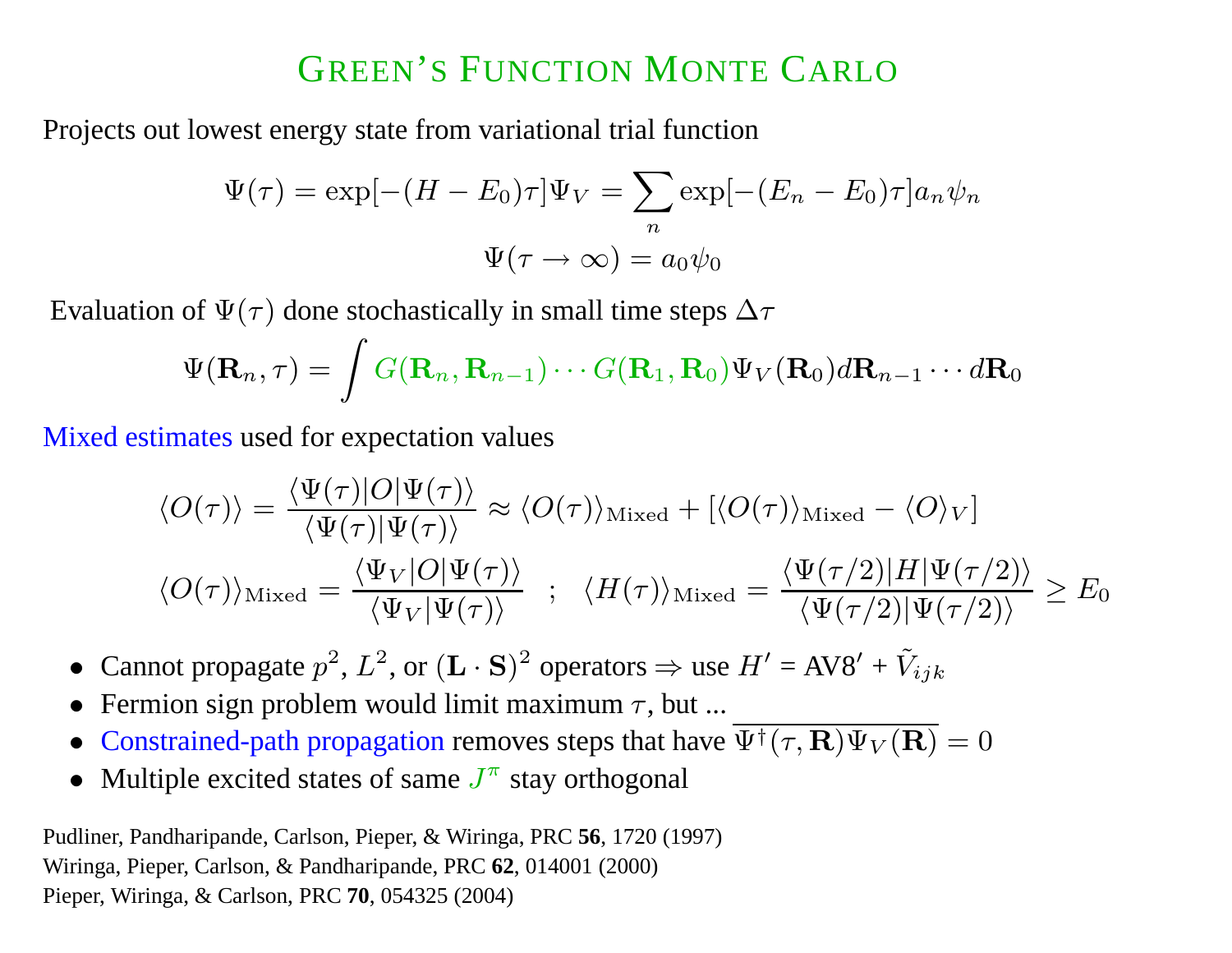# GREEN'S FUNCTION MONTE CARLO

Projects out lowest energy state from variational trial function

$$\Psi(\tau) = \exp[-(H - E_0)\tau]\Psi_V = \sum_n \exp[-(E_n - E_0)\tau] a_n \psi_n$$

$$\Psi(\tau \to \infty) = a_0 \psi_0$$

Evaluation of $\Psi(\tau)$ done stochastically in small time steps $\Delta\tau$

$$\Psi(\mathbf{R}_n, \tau) = \int G(\mathbf{R}_n, \mathbf{R}_{n-1}) \cdots G(\mathbf{R}_1, \mathbf{R}_0) \Psi_V(\mathbf{R}_0) d\mathbf{R}_{n-1} \cdots d\mathbf{R}_0$$

Mixed estimates used for expectation values

$$\langle O(\tau) \rangle = \frac{\langle \Psi(\tau) | O | \Psi(\tau) \rangle}{\langle \Psi(\tau) | \Psi(\tau) \rangle} \approx \langle O(\tau) \rangle_{\text{Mixed}} + [\langle O(\tau) \rangle_{\text{Mixed}} - \langle O \rangle_V]$$

$$\langle O(\tau) \rangle_{\text{Mixed}} = \frac{\langle \Psi_V | O | \Psi(\tau) \rangle}{\langle \Psi_V | \Psi(\tau) \rangle} \quad ; \quad \langle H(\tau) \rangle_{\text{Mixed}} = \frac{\langle \Psi(\tau/2) | H | \Psi(\tau/2) \rangle}{\langle \Psi(\tau/2) | \Psi(\tau/2) \rangle} \geq E_0$$

- Cannot propagate $p^2$, $L^2$, or $(\mathbf{L} \cdot \mathbf{S})^2$ operators $\Rightarrow$ use $H'$ = AV8$'$ + $\tilde{V}_{ijk}$
- Fermion sign problem would limit maximum $\tau$, but ...
- Constrained-path propagation removes steps that have $\overline{\Psi^\dagger(\tau, \mathbf{R}) \Psi_V(\mathbf{R})} = 0$
- Multiple excited states of same $J^\pi$ stay orthogonal

Pudliner, Pandharipande, Carlson, Pieper, & Wiringa, PRC **56**, 1720 (1997)
Wiringa, Pieper, Carlson, & Pandharipande, PRC **62**, 014001 (2000)
Pieper, Wiringa, & Carlson, PRC **70**, 054325 (2004)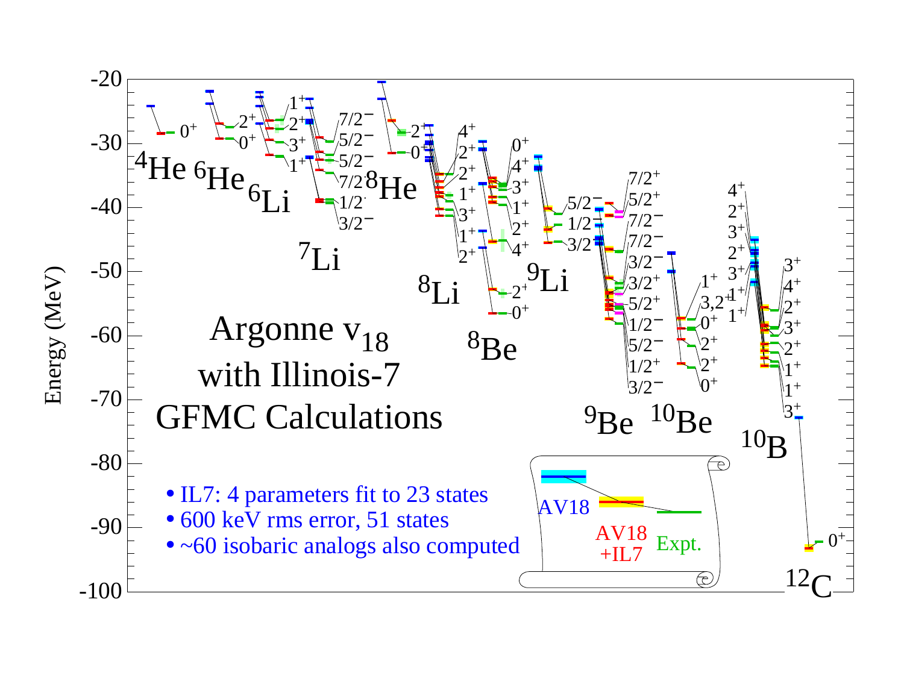Argonne $v_{18}$
with Illinois-7
GFMC Calculations

- IL7: 4 parameters fit to 23 states
- 600 keV rms error, 51 states
- ~60 isobaric analogs also computed

Energy (MeV)

AV18 | AV18 +IL7 | Expt.

$^4$He $^6$He $^6$Li $^7$Li $^8$He $^8$Li $^8$Be $^9$Li $^9$Be $^{10}$Be $^{10}$B $^{12}$C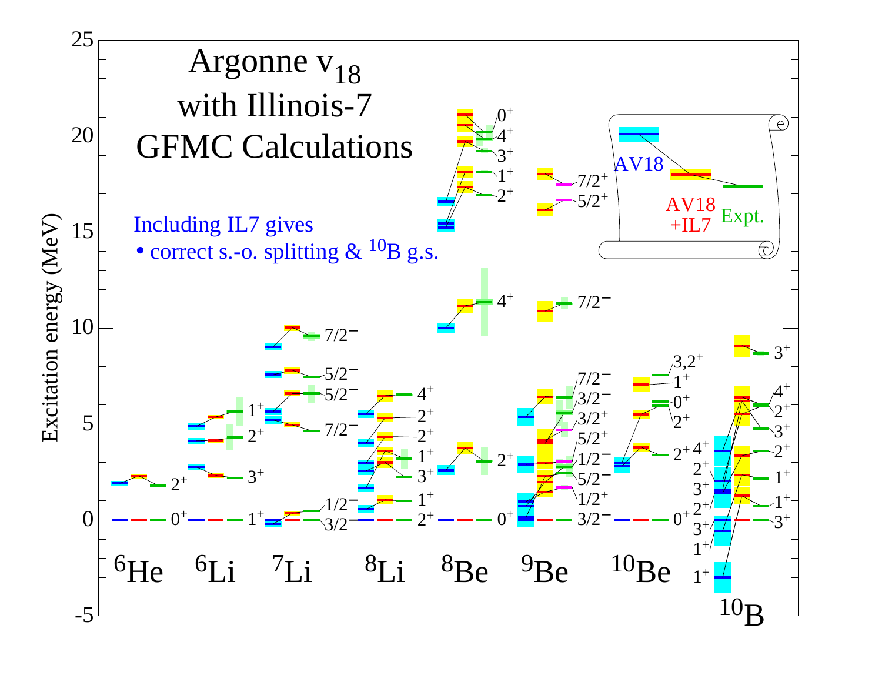# Argonne $v_{18}$ with Illinois-7 GFMC Calculations

Including IL7 gives

- correct s.-o. splitting & $^{10}$B g.s.

AV18 — AV18 +IL7 — Expt.

Excitation energy (MeV)

$^{6}$He $^{6}$Li $^{7}$Li $^{8}$Li $^{8}$Be $^{9}$Be $^{10}$Be $^{10}$B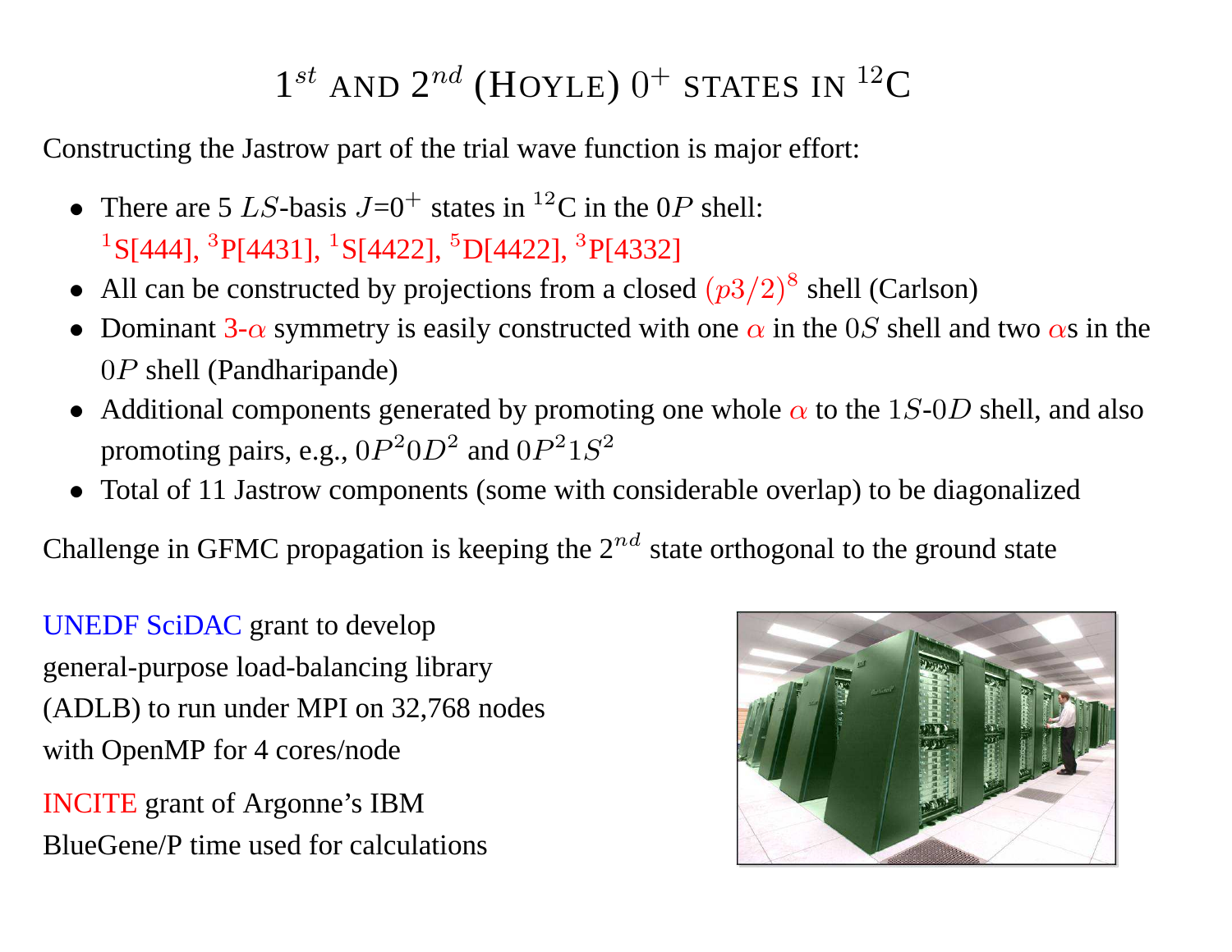# $1^{st}$ AND $2^{nd}$ (HOYLE) $0^+$ STATES IN $^{12}$C

Constructing the Jastrow part of the trial wave function is major effort:

- There are 5 $LS$-basis $J$=$0^+$ states in $^{12}$C in the $0P$ shell: $^1$S[444], $^3$P[4431], $^1$S[4422], $^5$D[4422], $^3$P[4332]
- All can be constructed by projections from a closed $(p3/2)^8$ shell (Carlson)
- Dominant 3-$\alpha$ symmetry is easily constructed with one $\alpha$ in the $0S$ shell and two $\alpha$s in the $0P$ shell (Pandharipande)
- Additional components generated by promoting one whole $\alpha$ to the $1S$-$0D$ shell, and also promoting pairs, e.g., $0P^2 0D^2$ and $0P^2 1S^2$
- Total of 11 Jastrow components (some with considerable overlap) to be diagonalized

Challenge in GFMC propagation is keeping the $2^{nd}$ state orthogonal to the ground state

UNEDF SciDAC grant to develop general-purpose load-balancing library (ADLB) to run under MPI on 32,768 nodes with OpenMP for 4 cores/node

INCITE grant of Argonne's IBM BlueGene/P time used for calculations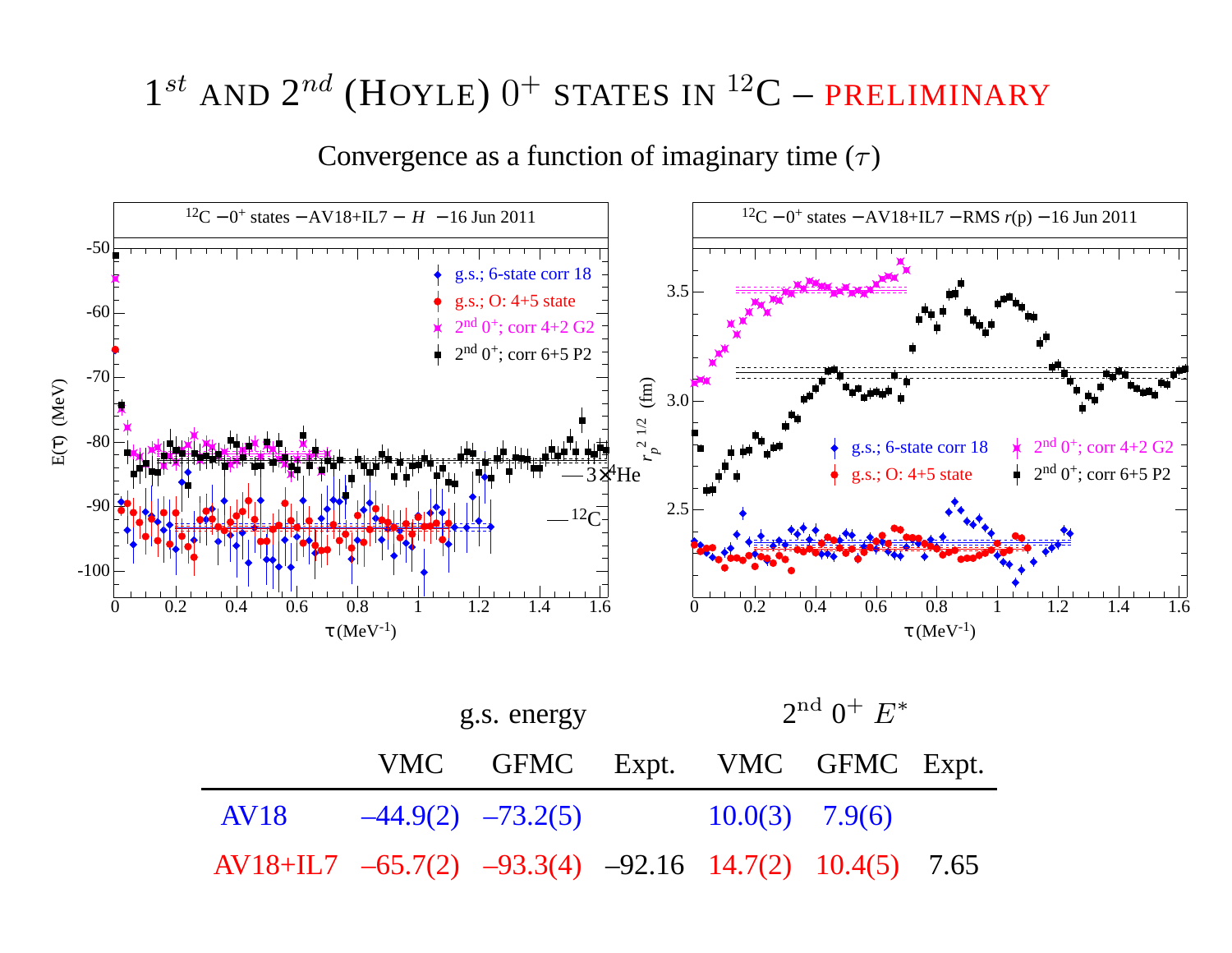# $1^{st}$ and $2^{nd}$ (Hoyle) $0^+$ states in $^{12}$C – PRELIMINARY

Convergence as a function of imaginary time ($\tau$)

|  | g.s. energy | | | $2^{nd}$ $0^+$ $E^*$ | | |
|---|---|---|---|---|---|---|
|  | VMC | GFMC | Expt. | VMC | GFMC | Expt. |
| AV18 | –44.9(2) | –73.2(5) | | 10.0(3) | 7.9(6) | |
| AV18+IL7 | –65.7(2) | –93.3(4) | –92.16 | 14.7(2) | 10.4(5) | 7.65 |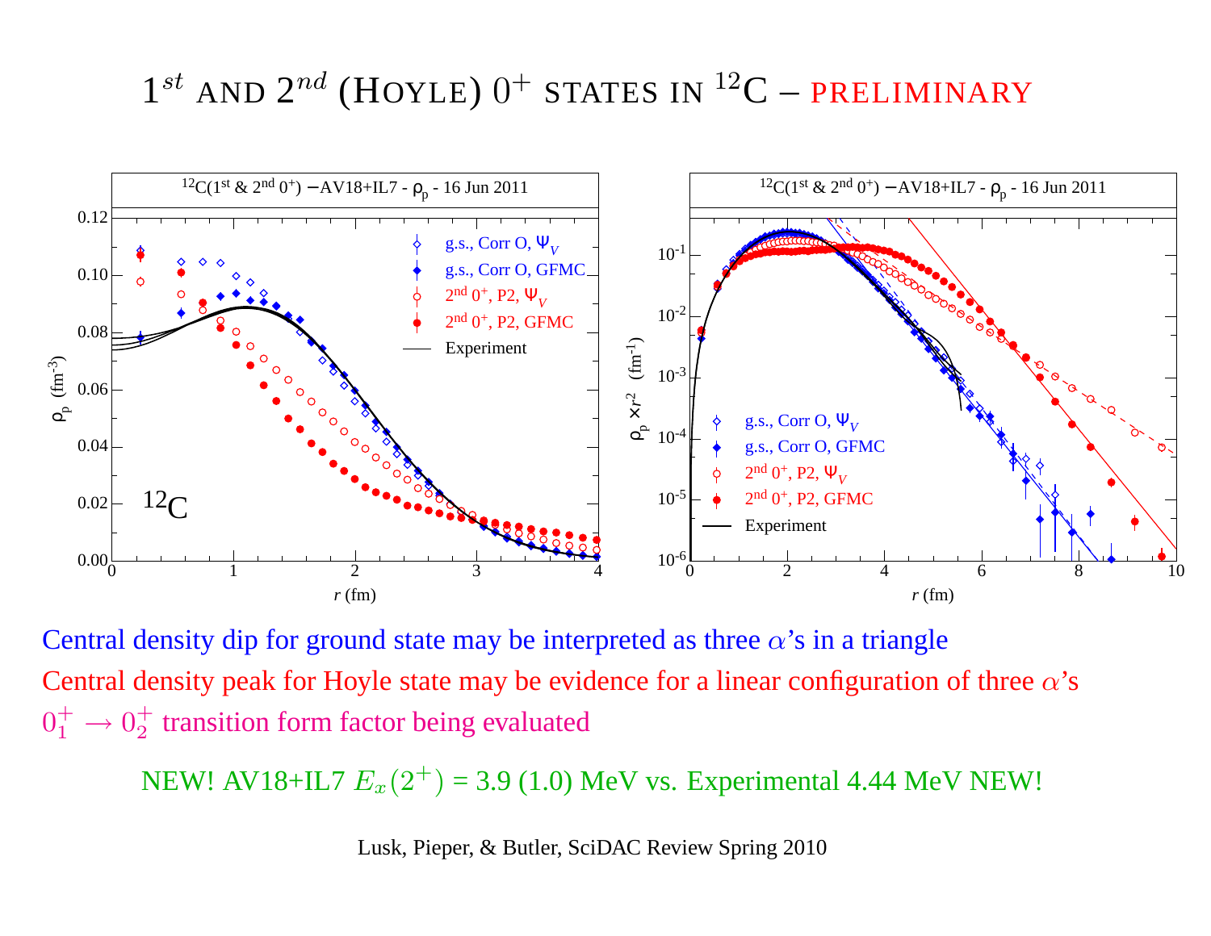# $1^{st}$ and $2^{nd}$ (Hoyle) $0^+$ states in $^{12}$C – PRELIMINARY

Central density dip for ground state may be interpreted as three $\alpha$'s in a triangle

Central density peak for Hoyle state may be evidence for a linear configuration of three $\alpha$'s

$0_1^+ \rightarrow 0_2^+$ transition form factor being evaluated

NEW! AV18+IL7 $E_x(2^+)$ = 3.9 (1.0) MeV vs. Experimental 4.44 MeV NEW!

Lusk, Pieper, & Butler, SciDAC Review Spring 2010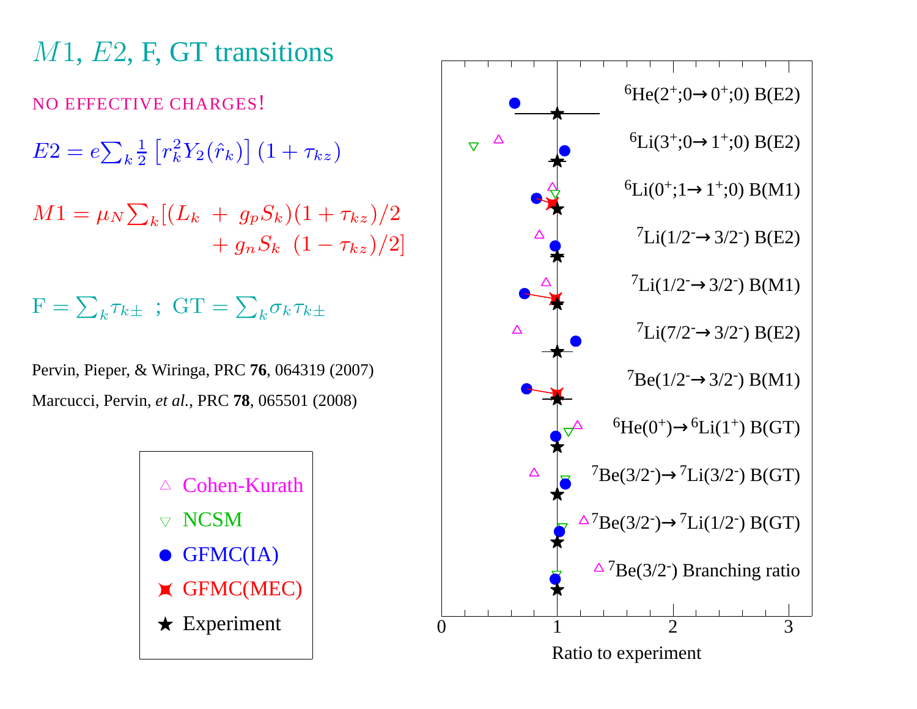# $M1$, $E2$, F, GT transitions

NO EFFECTIVE CHARGES!

$$E2 = e\sum_k \frac{1}{2}\left[r_k^2 Y_2(\hat{r}_k)\right](1+\tau_{kz})$$

$$M1 = \mu_N \sum_k [(L_k + g_p S_k)(1+\tau_{kz})/2 + g_n S_k \ (1-\tau_{kz})/2]$$

$$\mathrm{F} = \sum_k \tau_{k\pm} \ ; \ \mathrm{GT} = \sum_k \sigma_k \tau_{k\pm}$$

Pervin, Pieper, & Wiringa, PRC **76**, 064319 (2007)

Marcucci, Pervin, *et al.*, PRC **78**, 065501 (2008)

Legend: △ Cohen-Kurath; ▽ NCSM; ● GFMC(IA); GFMC(MEC); ★ Experiment

Transitions (ratio to experiment, axis 0–3):

- $^6$He($2^+$;0→$0^+$;0) B(E2)
- $^6$Li($3^+$;0→$1^+$;0) B(E2)
- $^6$Li($0^+$;1→$1^+$;0) B(M1)
- $^7$Li($1/2^-$→$3/2^-$) B(E2)
- $^7$Li($1/2^-$→$3/2^-$) B(M1)
- $^7$Li($7/2^-$→$3/2^-$) B(E2)
- $^7$Be($1/2^-$→$3/2^-$) B(M1)
- $^6$He($0^+$)→$^6$Li($1^+$) B(GT)
- $^7$Be($3/2^-$)→$^7$Li($3/2^-$) B(GT)
- $^7$Be($3/2^-$)→$^7$Li($1/2^-$) B(GT)
- $^7$Be($3/2^-$) Branching ratio

Ratio to experiment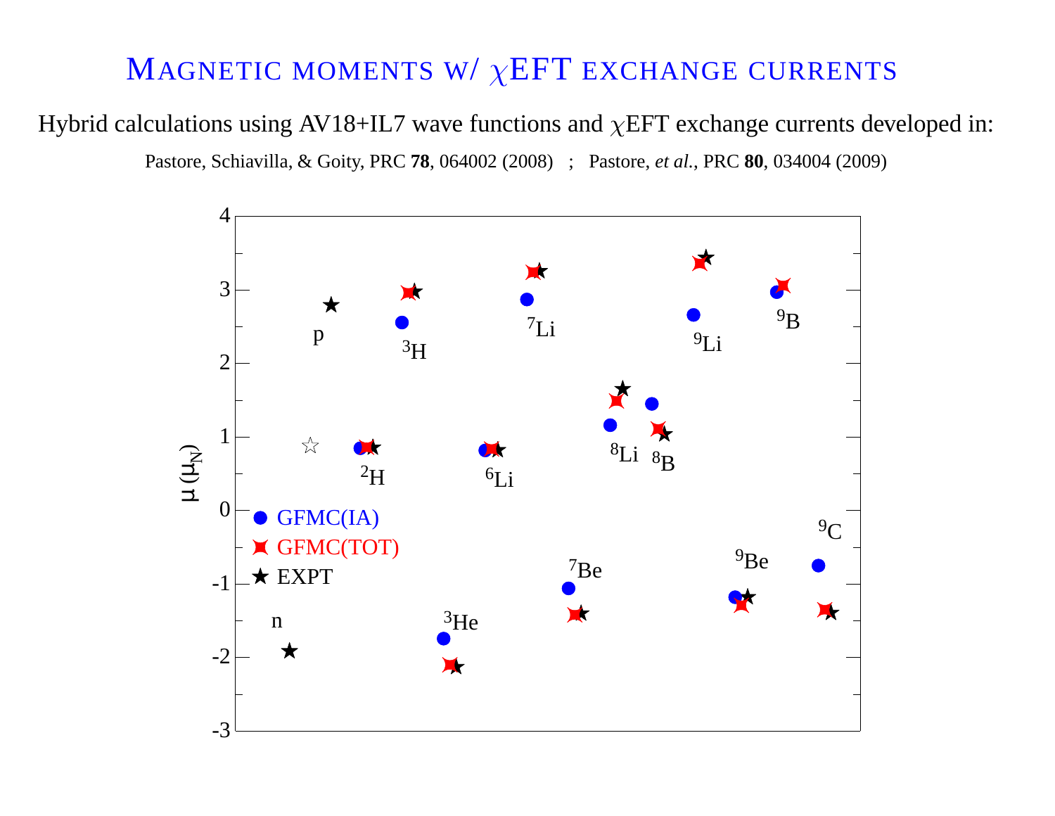# Magnetic moments w/ $\chi$EFT exchange currents

Hybrid calculations using AV18+IL7 wave functions and $\chi$EFT exchange currents developed in:

Pastore, Schiavilla, & Goity, PRC **78**, 064002 (2008) ; Pastore, *et al.*, PRC **80**, 034004 (2009)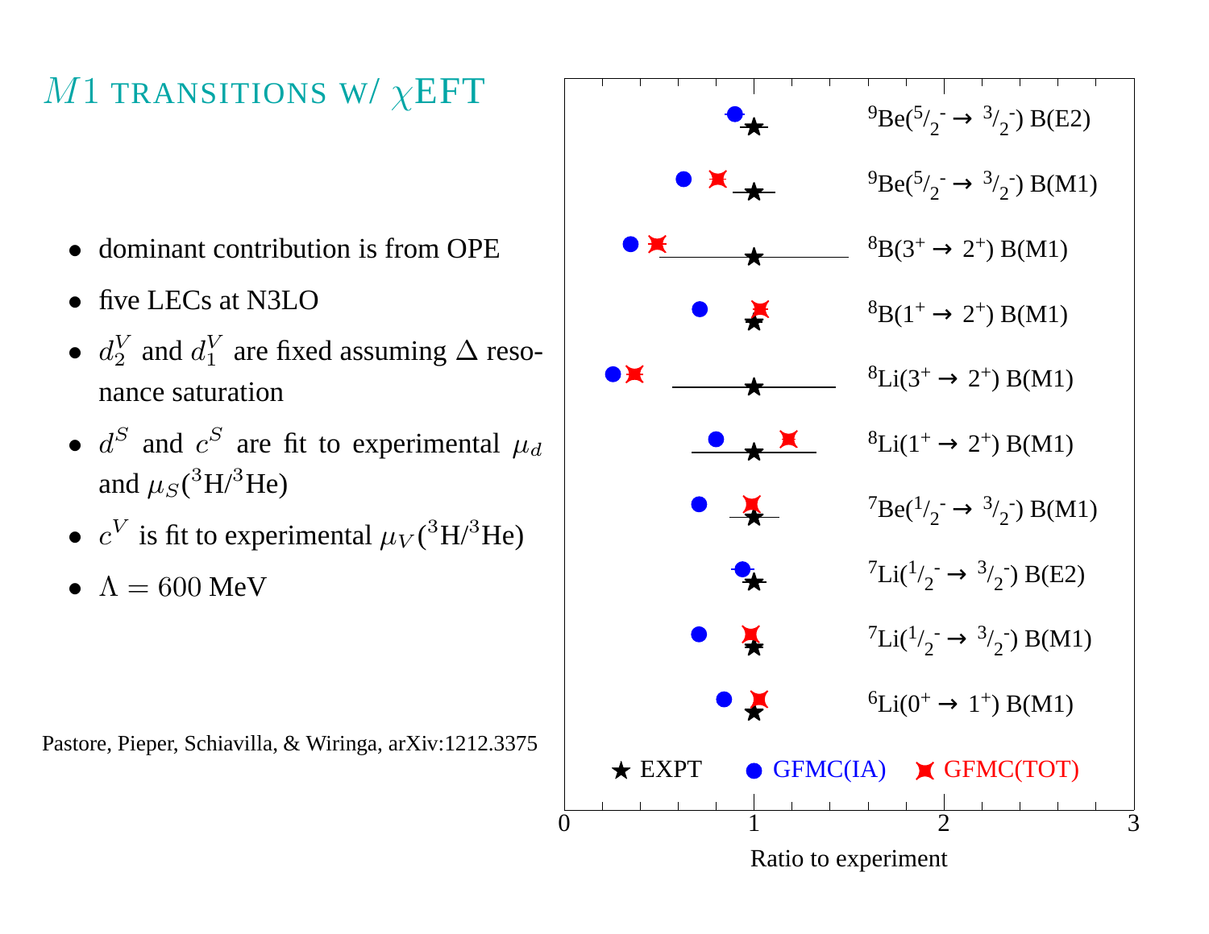# $M1$ transitions w/ $\chi$EFT

- dominant contribution is from OPE
- five LECs at N3LO
- $d_2^V$ and $d_1^V$ are fixed assuming $\Delta$ resonance saturation
- $d^S$ and $c^S$ are fit to experimental $\mu_d$ and $\mu_S(^3\text{H}/^3\text{He})$
- $c^V$ is fit to experimental $\mu_V(^3\text{H}/^3\text{He})$
- $\Lambda = 600$ MeV

Pastore, Pieper, Schiavilla, & Wiringa, arXiv:1212.3375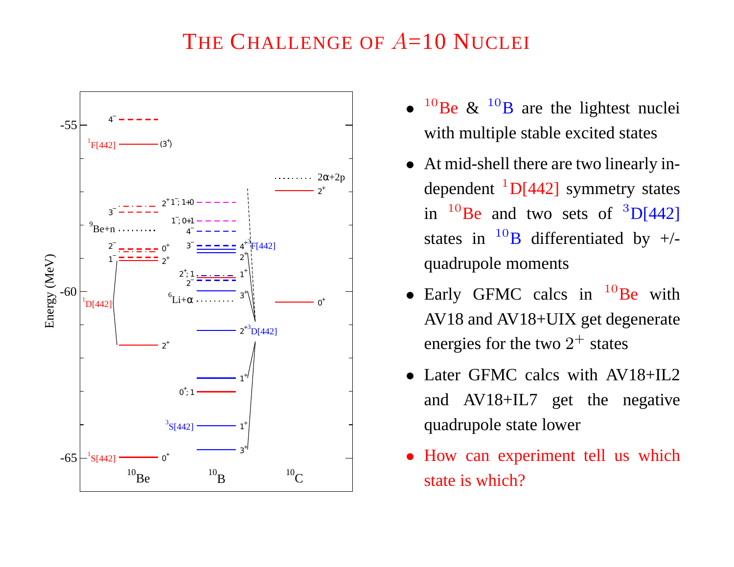# The Challenge of $A$=10 Nuclei

- $^{10}$Be & $^{10}$B are the lightest nuclei with multiple stable excited states
- At mid-shell there are two linearly independent $^1$D[442] symmetry states in $^{10}$Be and two sets of $^3$D[442] states in $^{10}$B differentiated by +/- quadrupole moments
- Early GFMC calcs in $^{10}$Be with AV18 and AV18+UIX get degenerate energies for the two $2^+$ states
- Later GFMC calcs with AV18+IL2 and AV18+IL7 get the negative quadrupole state lower
- How can experiment tell us which state is which?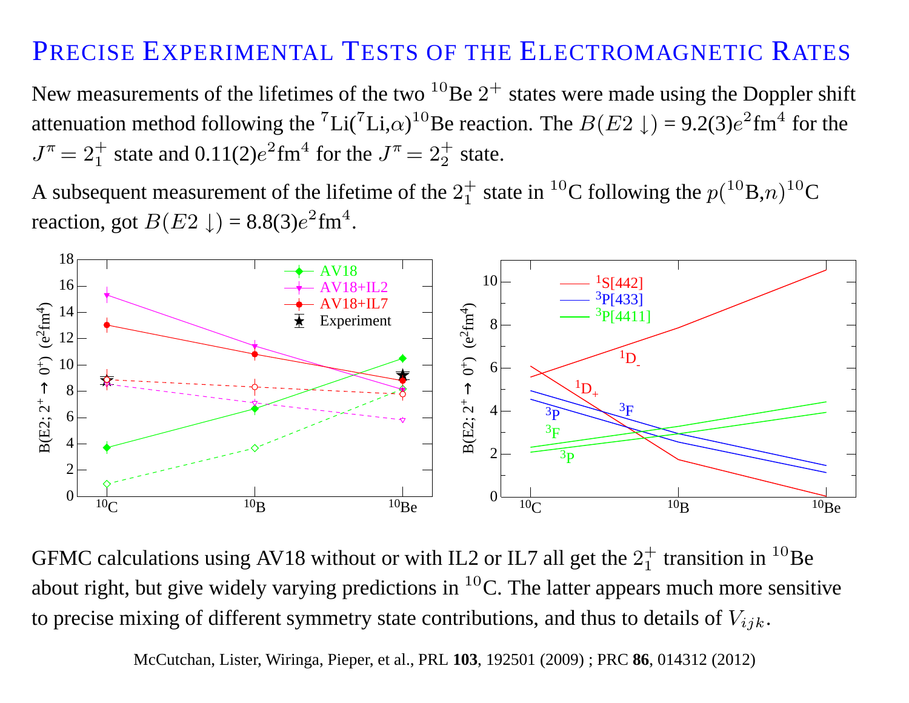# PRECISE EXPERIMENTAL TESTS OF THE ELECTROMAGNETIC RATES

New measurements of the lifetimes of the two $^{10}$Be $2^+$ states were made using the Doppler shift attenuation method following the $^7$Li($^7$Li,$\alpha$)$^{10}$Be reaction. The $B(E2\downarrow)$ = 9.2(3)$e^2$fm$^4$ for the $J^\pi = 2_1^+$ state and 0.11(2)$e^2$fm$^4$ for the $J^\pi = 2_2^+$ state.

A subsequent measurement of the lifetime of the $2_1^+$ state in $^{10}$C following the $p(^{10}$B,$n)^{10}$C reaction, got $B(E2\downarrow)$ = 8.8(3)$e^2$fm$^4$.

GFMC calculations using AV18 without or with IL2 or IL7 all get the $2_1^+$ transition in $^{10}$Be about right, but give widely varying predictions in $^{10}$C. The latter appears much more sensitive to precise mixing of different symmetry state contributions, and thus to details of $V_{ijk}$.

McCutchan, Lister, Wiringa, Pieper, et al., PRL **103**, 192501 (2009) ; PRC **86**, 014312 (2012)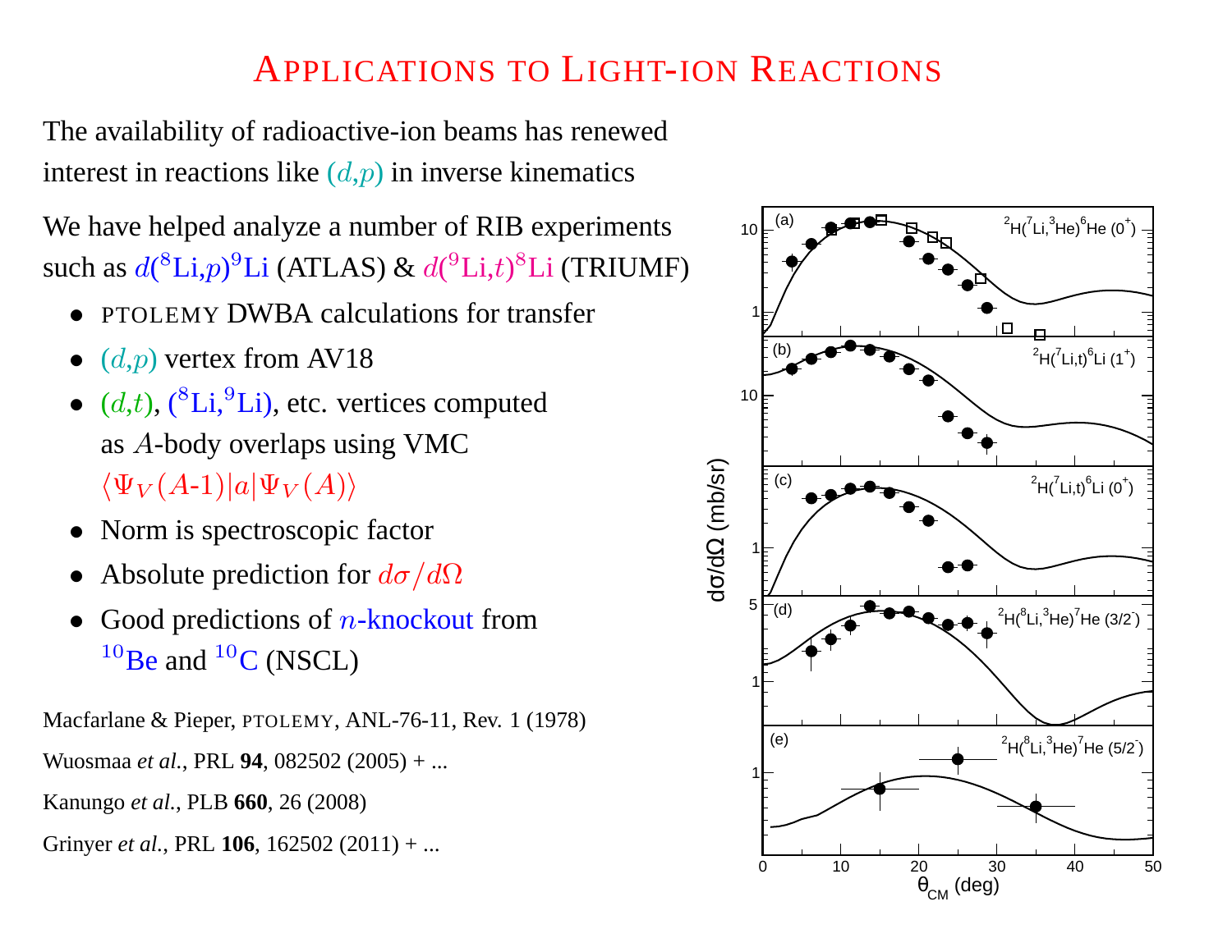# Applications to Light-ion Reactions

The availability of radioactive-ion beams has renewed interest in reactions like $(d,p)$ in inverse kinematics

We have helped analyze a number of RIB experiments such as $d(^{8}\text{Li},p)^{9}\text{Li}$ (ATLAS) & $d(^{9}\text{Li},t)^{8}\text{Li}$ (TRIUMF)

- PTOLEMY DWBA calculations for transfer
- $(d,p)$ vertex from AV18
- $(d,t)$, $(^{8}\text{Li},^{9}\text{Li})$, etc. vertices computed as $A$-body overlaps using VMC $\langle \Psi_V(A\text{-}1)|a|\Psi_V(A)\rangle$
- Norm is spectroscopic factor
- Absolute prediction for $d\sigma/d\Omega$
- Good predictions of $n$-knockout from $^{10}$Be and $^{10}$C (NSCL)

Macfarlane & Pieper, PTOLEMY, ANL-76-11, Rev. 1 (1978)

Wuosmaa *et al.*, PRL **94**, 082502 (2005) + ...

Kanungo *et al.*, PLB **660**, 26 (2008)

Grinyer *et al.*, PRL **106**, 162502 (2011) + ...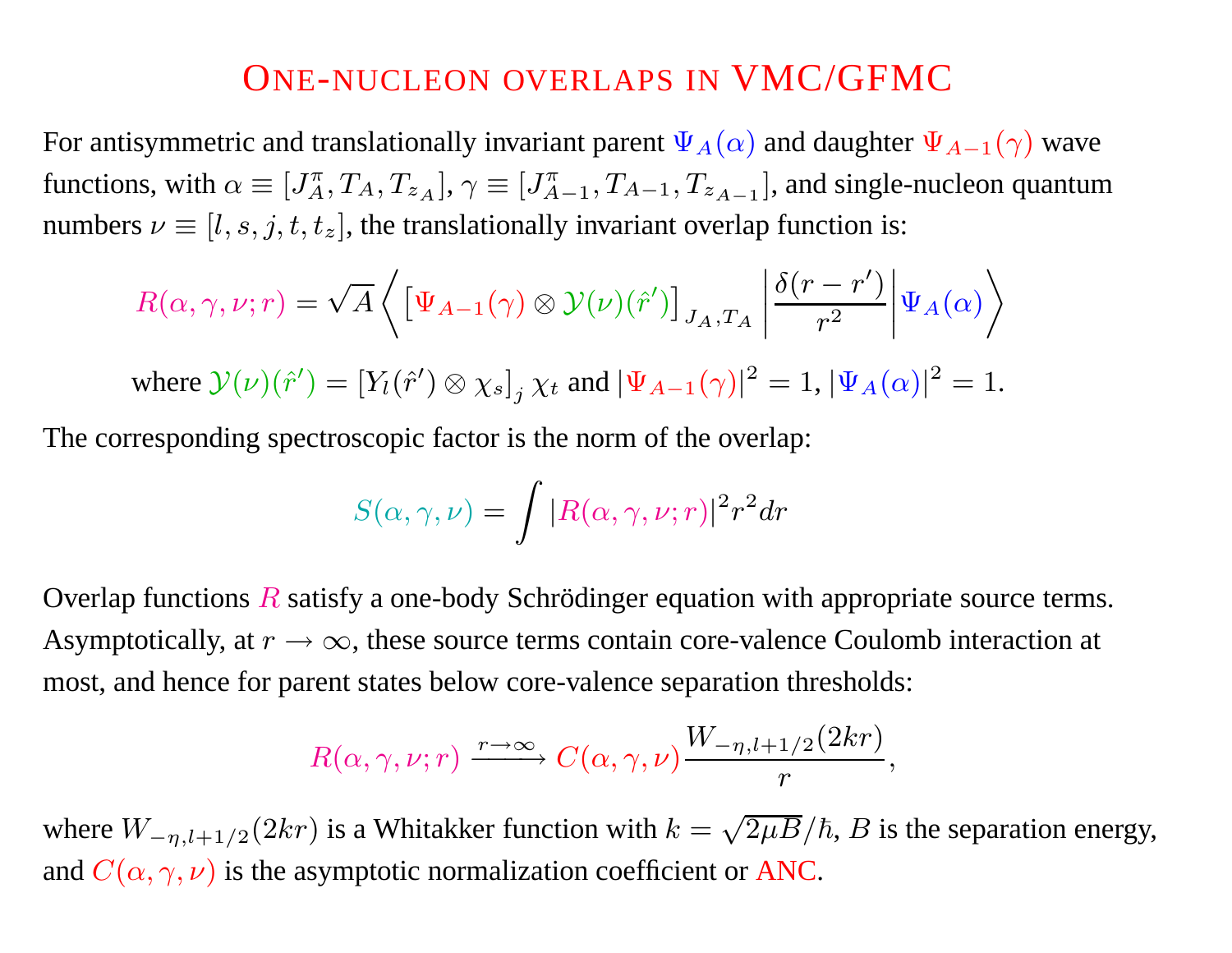# One-nucleon overlaps in VMC/GFMC

For antisymmetric and translationally invariant parent $\Psi_A(\alpha)$ and daughter $\Psi_{A-1}(\gamma)$ wave functions, with $\alpha \equiv [J_A^\pi, T_A, T_{z_A}]$, $\gamma \equiv [J_{A-1}^\pi, T_{A-1}, T_{z_{A-1}}]$, and single-nucleon quantum numbers $\nu \equiv [l, s, j, t, t_z]$, the translationally invariant overlap function is:

$$R(\alpha, \gamma, \nu; r) = \sqrt{A} \left\langle \left[\Psi_{A-1}(\gamma) \otimes \mathcal{Y}(\nu)(\hat{r}')\right]_{J_A, T_A} \left| \frac{\delta(r - r')}{r^2} \right| \Psi_A(\alpha) \right\rangle$$

where $\mathcal{Y}(\nu)(\hat{r}') = \left[Y_l(\hat{r}') \otimes \chi_s\right]_j \chi_t$ and $|\Psi_{A-1}(\gamma)|^2 = 1$, $|\Psi_A(\alpha)|^2 = 1$.

The corresponding spectroscopic factor is the norm of the overlap:

$$S(\alpha, \gamma, \nu) = \int |R(\alpha, \gamma, \nu; r)|^2 r^2 dr$$

Overlap functions $R$ satisfy a one-body Schrödinger equation with appropriate source terms. Asymptotically, at $r \to \infty$, these source terms contain core-valence Coulomb interaction at most, and hence for parent states below core-valence separation thresholds:

$$R(\alpha, \gamma, \nu; r) \xrightarrow{r \to \infty} C(\alpha, \gamma, \nu) \frac{W_{-\eta, l+1/2}(2kr)}{r},$$

where $W_{-\eta, l+1/2}(2kr)$ is a Whitakker function with $k = \sqrt{2\mu B}/\hbar$, $B$ is the separation energy, and $C(\alpha, \gamma, \nu)$ is the asymptotic normalization coefficient or ANC.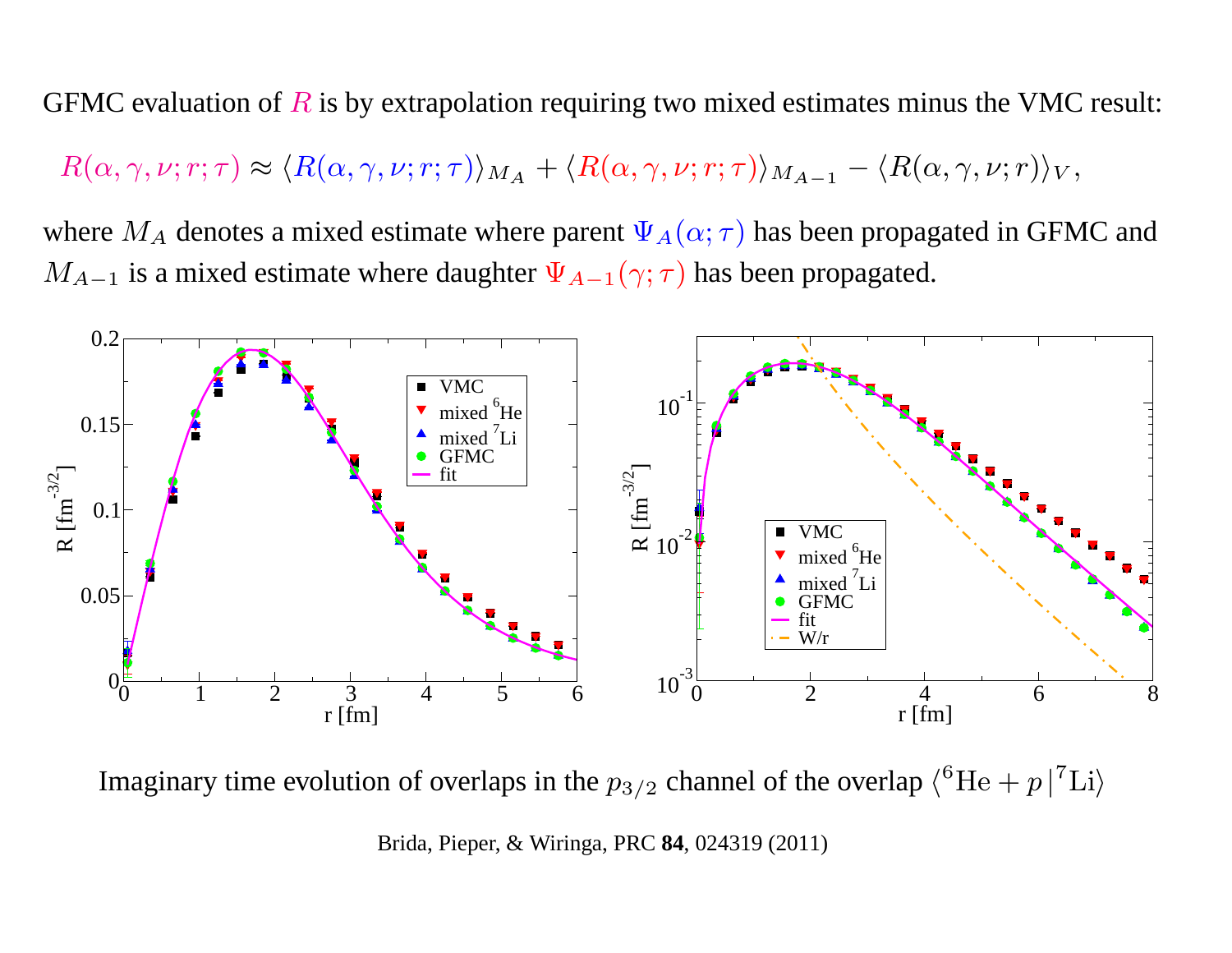GFMC evaluation of $R$ is by extrapolation requiring two mixed estimates minus the VMC result:

$$R(\alpha, \gamma, \nu; r; \tau) \approx \langle R(\alpha, \gamma, \nu; r; \tau) \rangle_{M_A} + \langle R(\alpha, \gamma, \nu; r; \tau) \rangle_{M_{A-1}} - \langle R(\alpha, \gamma, \nu; r) \rangle_V ,$$

where $M_A$ denotes a mixed estimate where parent $\Psi_A(\alpha; \tau)$ has been propagated in GFMC and $M_{A-1}$ is a mixed estimate where daughter $\Psi_{A-1}(\gamma; \tau)$ has been propagated.

Imaginary time evolution of overlaps in the $p_{3/2}$ channel of the overlap $\langle {}^6\mathrm{He} + p \,|\, {}^7\mathrm{Li} \rangle$

Brida, Pieper, & Wiringa, PRC **84**, 024319 (2011)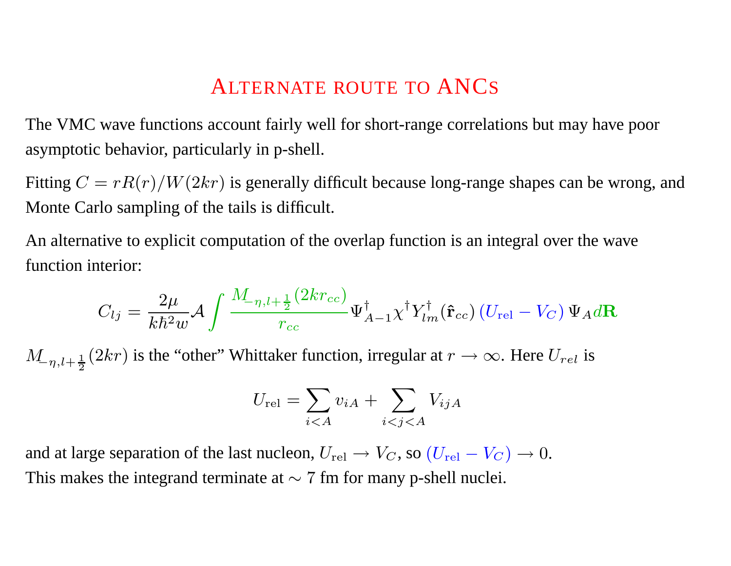# Alternate route to ANCs

The VMC wave functions account fairly well for short-range correlations but may have poor asymptotic behavior, particularly in p-shell.

Fitting $C = rR(r)/W(2kr)$ is generally difficult because long-range shapes can be wrong, and Monte Carlo sampling of the tails is difficult.

An alternative to explicit computation of the overlap function is an integral over the wave function interior:

$$C_{lj} = \frac{2\mu}{k\hbar^2 w}\mathcal{A} \int \frac{M_{-\eta,l+\frac{1}{2}}(2kr_{cc})}{r_{cc}} \Psi^\dagger_{A-1}\chi^\dagger Y^\dagger_{lm}(\hat{\mathbf{r}}_{cc})\,(U_{\rm rel} - V_C)\,\Psi_A d\mathbf{R}$$

$M_{-\eta,l+\frac{1}{2}}(2kr)$ is the "other" Whittaker function, irregular at $r \to \infty$. Here $U_{rel}$ is

$$U_{\rm rel} = \sum_{i<A} v_{iA} + \sum_{i<j<A} V_{ijA}$$

and at large separation of the last nucleon, $U_{\rm rel} \to V_C$, so $(U_{\rm rel} - V_C) \to 0$.
This makes the integrand terminate at $\sim 7$ fm for many p-shell nuclei.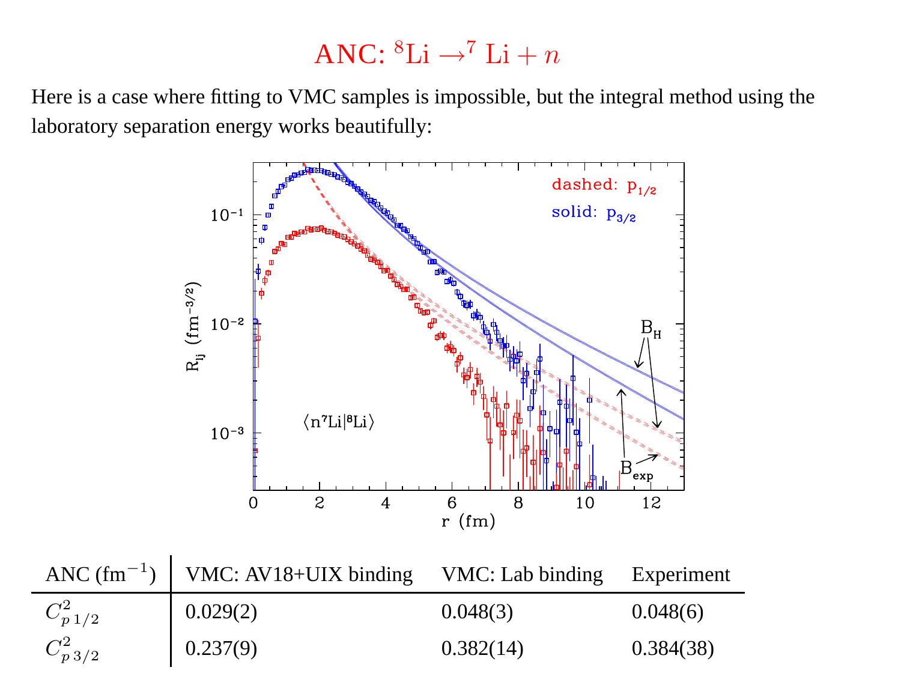# ANC: $^8\text{Li} \rightarrow ^7\text{Li} + n$

Here is a case where fitting to VMC samples is impossible, but the integral method using the laboratory separation energy works beautifully:

| ANC ($\text{fm}^{-1}$) | VMC: AV18+UIX binding | VMC: Lab binding | Experiment |
|---|---|---|---|
| $C^2_{p\,1/2}$ | 0.029(2) | 0.048(3) | 0.048(6) |
| $C^2_{p\,3/2}$ | 0.237(9) | 0.382(14) | 0.384(38) |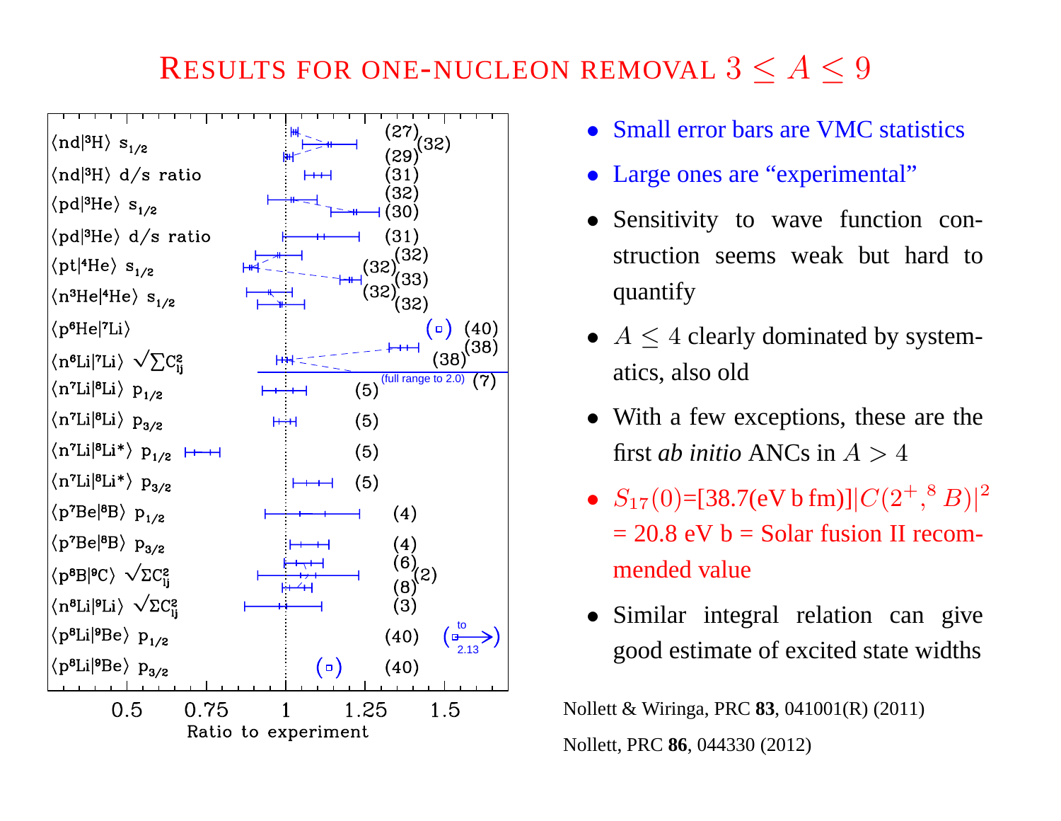# Results for one-nucleon removal $3 \le A \le 9$

- Small error bars are VMC statistics
- Large ones are "experimental"
- Sensitivity to wave function construction seems weak but hard to quantify
- $A \le 4$ clearly dominated by systematics, also old
- With a few exceptions, these are the first *ab initio* ANCs in $A > 4$
- $S_{17}(0)$=[38.7(eV b fm)]$|C(2^+, {}^8B)|^2$ = 20.8 eV b = Solar fusion II recommended value
- Similar integral relation can give good estimate of excited state widths

Nollett & Wiringa, PRC **83**, 041001(R) (2011)

Nollett, PRC **86**, 044330 (2012)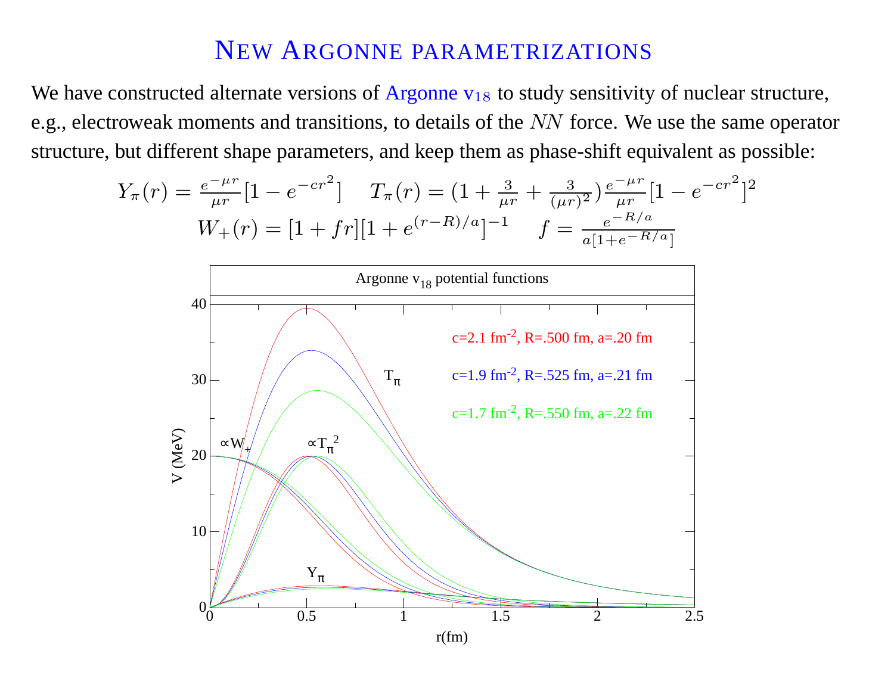# NEW ARGONNE PARAMETRIZATIONS

We have constructed alternate versions of Argonne $v_{18}$ to study sensitivity of nuclear structure, e.g., electroweak moments and transitions, to details of the $NN$ force. We use the same operator structure, but different shape parameters, and keep them as phase-shift equivalent as possible:

$$Y_\pi(r) = \frac{e^{-\mu r}}{\mu r}[1 - e^{-cr^2}] \qquad T_\pi(r) = (1 + \frac{3}{\mu r} + \frac{3}{(\mu r)^2})\frac{e^{-\mu r}}{\mu r}[1 - e^{-cr^2}]^2$$

$$W_+(r) = [1 + fr][1 + e^{(r-R)/a}]^{-1} \qquad f = \frac{e^{-R/a}}{a[1+e^{-R/a}]}$$

Argonne $v_{18}$ potential functions

- $c=2.1$ fm$^{-2}$, R=.500 fm, a=.20 fm
- $c=1.9$ fm$^{-2}$, R=.525 fm, a=.21 fm
- $c=1.7$ fm$^{-2}$, R=.550 fm, a=.22 fm

Curves: $T_\pi$, $\propto W_+$, $\propto T_\pi^2$, $Y_\pi$; axes: V (MeV) vs. r(fm)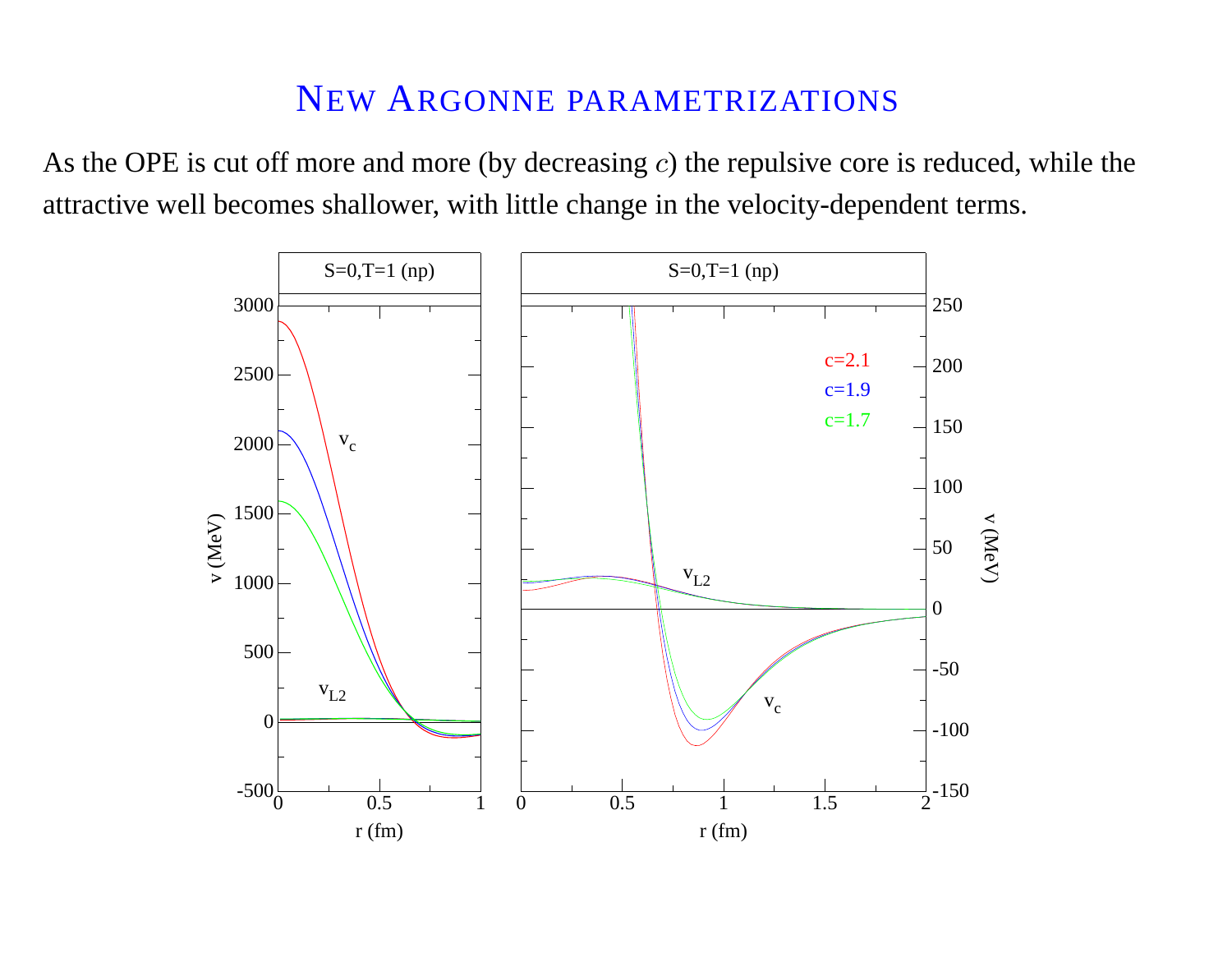# New Argonne parametrizations

As the OPE is cut off more and more (by decreasing $c$) the repulsive core is reduced, while the attractive well becomes shallower, with little change in the velocity-dependent terms.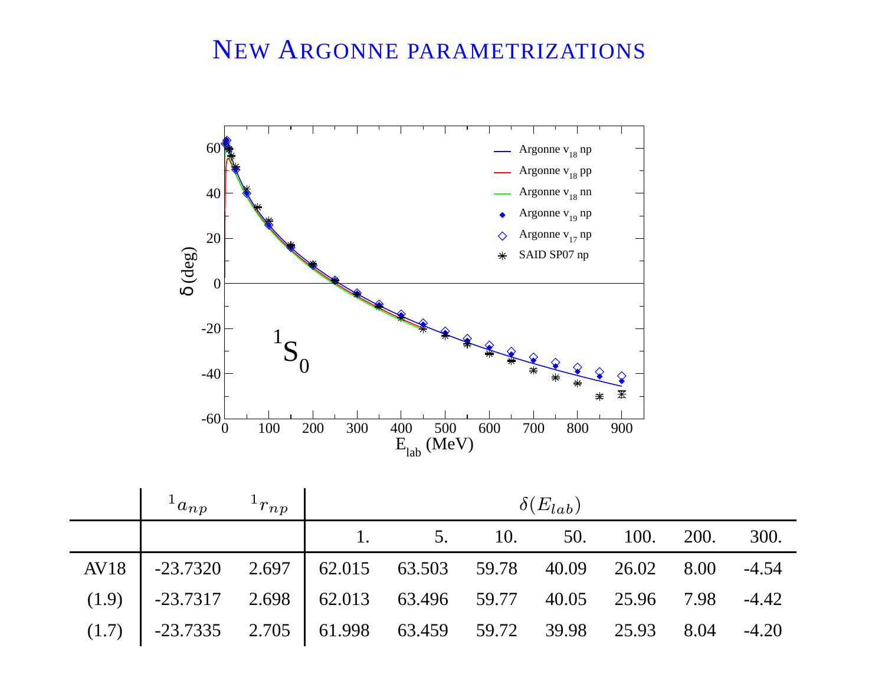# New Argonne parametrizations

|  | ${}^1a_{np}$ | ${}^1r_{np}$ | $\delta(E_{lab})$ | | | | | | |
|---|---|---|---|---|---|---|---|---|---|
|  |  |  | 1. | 5. | 10. | 50. | 100. | 200. | 300. |
| AV18 | -23.7320 | 2.697 | 62.015 | 63.503 | 59.78 | 40.09 | 26.02 | 8.00 | -4.54 |
| (1.9) | -23.7317 | 2.698 | 62.013 | 63.496 | 59.77 | 40.05 | 25.96 | 7.98 | -4.42 |
| (1.7) | -23.7335 | 2.705 | 61.998 | 63.459 | 59.72 | 39.98 | 25.93 | 8.04 | -4.20 |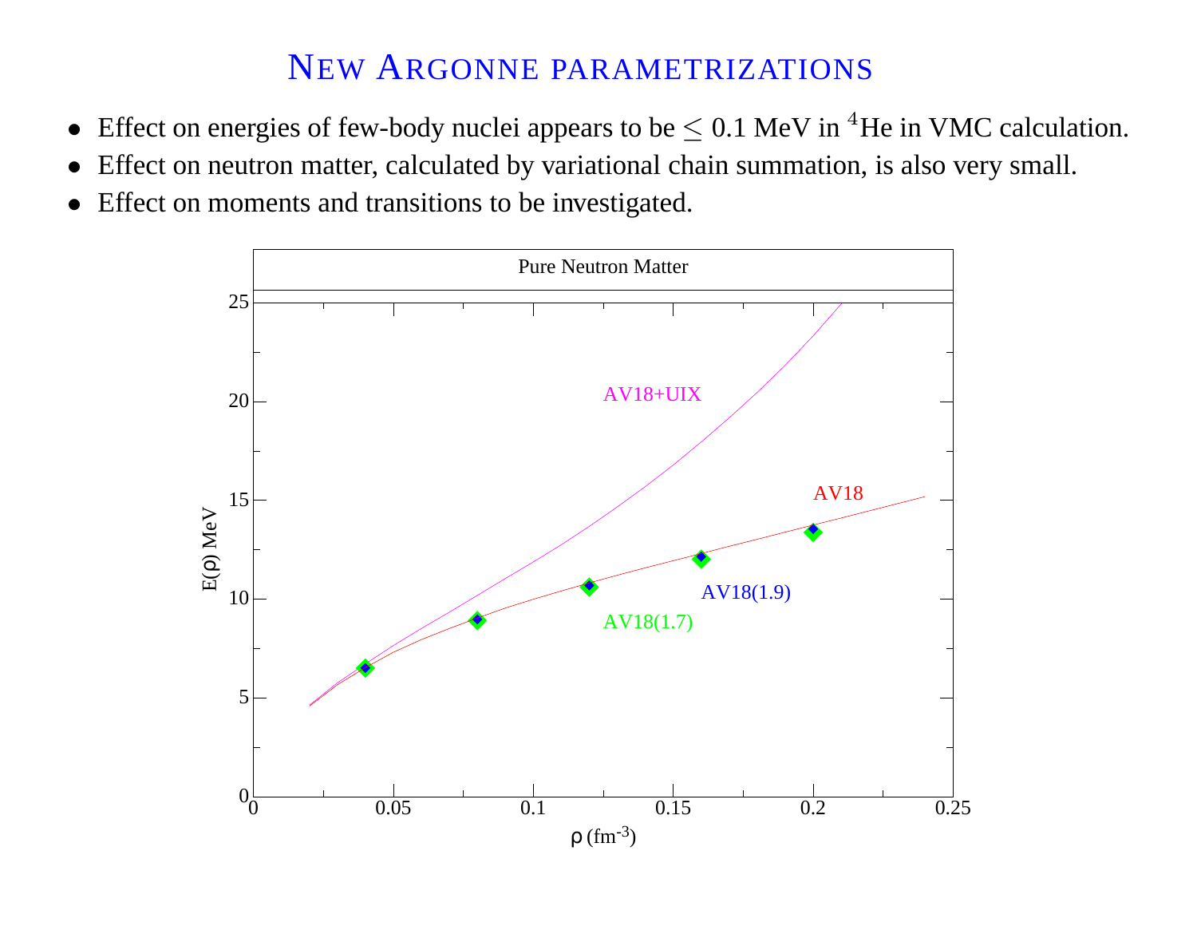# New Argonne parametrizations

- Effect on energies of few-body nuclei appears to be $\leq 0.1$ MeV in $^4$He in VMC calculation.
- Effect on neutron matter, calculated by variational chain summation, is also very small.
- Effect on moments and transitions to be investigated.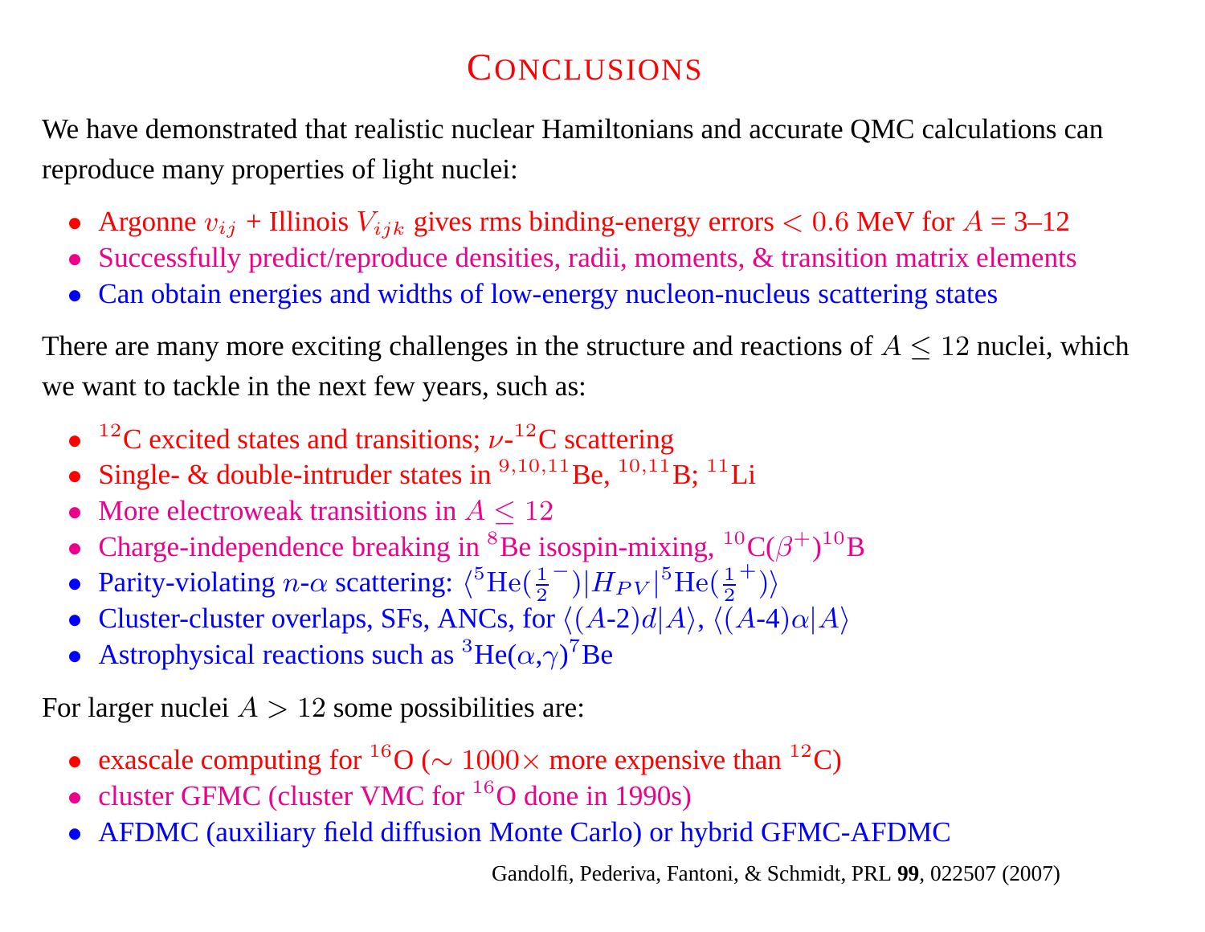# Conclusions

We have demonstrated that realistic nuclear Hamiltonians and accurate QMC calculations can reproduce many properties of light nuclei:

- Argonne $v_{ij}$ + Illinois $V_{ijk}$ gives rms binding-energy errors $< 0.6$ MeV for $A$ = 3–12
- Successfully predict/reproduce densities, radii, moments, & transition matrix elements
- Can obtain energies and widths of low-energy nucleon-nucleus scattering states

There are many more exciting challenges in the structure and reactions of $A \leq 12$ nuclei, which we want to tackle in the next few years, such as:

- $^{12}$C excited states and transitions; $\nu$-$^{12}$C scattering
- Single- & double-intruder states in $^{9,10,11}$Be, $^{10,11}$B; $^{11}$Li
- More electroweak transitions in $A \leq 12$
- Charge-independence breaking in $^{8}$Be isospin-mixing, $^{10}$C($\beta^{+}$)$^{10}$B
- Parity-violating $n$-$\alpha$ scattering: $\langle {}^{5}\mathrm{He}(\frac{1}{2}^{-})|H_{PV}|{}^{5}\mathrm{He}(\frac{1}{2}^{+})\rangle$
- Cluster-cluster overlaps, SFs, ANCs, for $\langle (A\text{-}2)d|A\rangle$, $\langle (A\text{-}4)\alpha|A\rangle$
- Astrophysical reactions such as $^{3}$He($\alpha$,$\gamma$)$^{7}$Be

For larger nuclei $A > 12$ some possibilities are:

- exascale computing for $^{16}$O ($\sim 1000\times$ more expensive than $^{12}$C)
- cluster GFMC (cluster VMC for $^{16}$O done in 1990s)
- AFDMC (auxiliary field diffusion Monte Carlo) or hybrid GFMC-AFDMC

Gandolfi, Pederiva, Fantoni, & Schmidt, PRL **99**, 022507 (2007)